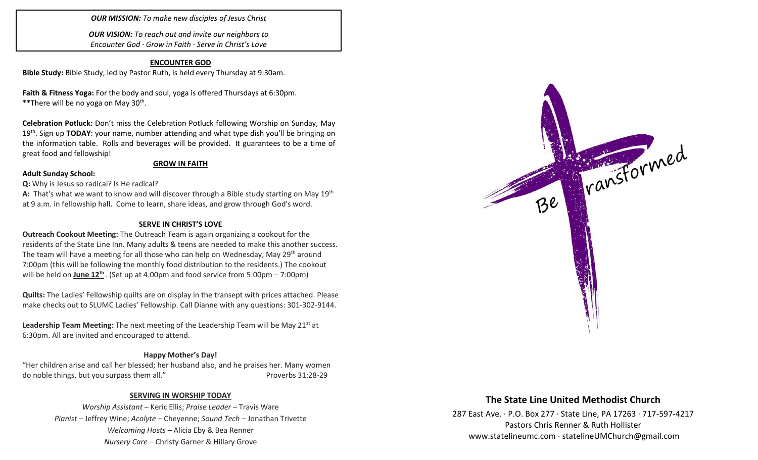***OUR MISSION:*** *To make new disciples of Jesus Christ*

***OUR VISION:*** *To reach out and invite our neighbors to Encounter God · Grow in Faith · Serve in Christ's Love*

## ENCOUNTER GOD

**Bible Study:** Bible Study, led by Pastor Ruth, is held every Thursday at 9:30am.

**Faith & Fitness Yoga:** For the body and soul, yoga is offered Thursdays at 6:30pm. **There will be no yoga on May 30th.

**Celebration Potluck:** Don't miss the Celebration Potluck following Worship on Sunday, May 19th. Sign up **TODAY**: your name, number attending and what type dish you'll be bringing on the information table. Rolls and beverages will be provided. It guarantees to be a time of great food and fellowship!

## GROW IN FAITH

**Adult Sunday School:**

**Q:** Why is Jesus so radical? Is He radical?

**A:** That's what we want to know and will discover through a Bible study starting on May 19th at 9 a.m. in fellowship hall. Come to learn, share ideas, and grow through God's word.

## SERVE IN CHRIST'S LOVE

**Outreach Cookout Meeting:** The Outreach Team is again organizing a cookout for the residents of the State Line Inn. Many adults & teens are needed to make this another success. The team will have a meeting for all those who can help on Wednesday, May 29th around 7:00pm (this will be following the monthly food distribution to the residents.) The cookout will be held on **June 12th**. (Set up at 4:00pm and food service from 5:00pm – 7:00pm)

**Quilts:** The Ladies' Fellowship quilts are on display in the transept with prices attached. Please make checks out to SLUMC Ladies' Fellowship. Call Dianne with any questions: 301-302-9144.

**Leadership Team Meeting:** The next meeting of the Leadership Team will be May 21st at 6:30pm. All are invited and encouraged to attend.

### Happy Mother's Day!

"Her children arise and call her blessed; her husband also, and he praises her. Many women do noble things, but you surpass them all." Proverbs 31:28-29

## SERVING IN WORSHIP TODAY

*Worship Assistant* – Keric Ellis; *Praise Leader* – Travis Ware
*Pianist* – Jeffrey Wine; *Acolyte* – Cheyenne; *Sound Tech* – Jonathan Trivette
*Welcoming Hosts* – Alicia Eby & Bea Renner
*Nursery Care* – Christy Garner & Hillary Grove

Be Transformed

# The State Line United Methodist Church

287 East Ave. · P.O. Box 277 · State Line, PA 17263 · 717-597-4217
Pastors Chris Renner & Ruth Hollister
www.statelineumc.com · statelineUMChurch@gmail.com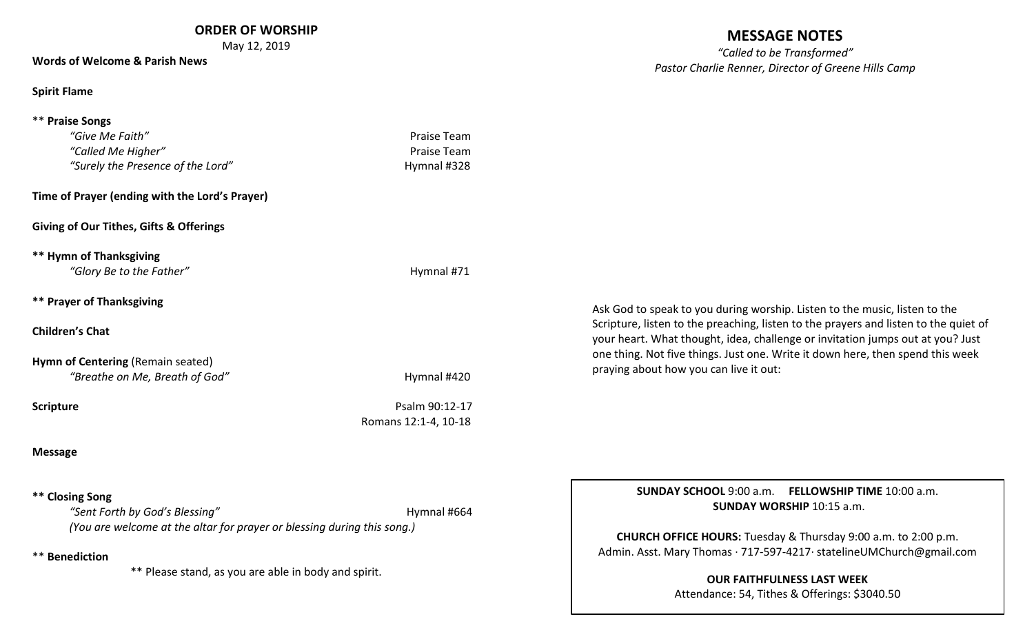## ORDER OF WORSHIP

May 12, 2019

**Words of Welcome & Parish News**

**Spirit Flame**

** **Praise Songs**

*"Give Me Faith"* — Praise Team
*"Called Me Higher"* — Praise Team
*"Surely the Presence of the Lord"* — Hymnal #328

**Time of Prayer (ending with the Lord's Prayer)**

**Giving of Our Tithes, Gifts & Offerings**

**** Hymn of Thanksgiving**

*"Glory Be to the Father"* — Hymnal #71

**** Prayer of Thanksgiving**

**Children's Chat**

**Hymn of Centering** (Remain seated)

*"Breathe on Me, Breath of God"* — Hymnal #420

**Scripture** — Psalm 90:12-17
Romans 12:1-4, 10-18

**Message**

**** Closing Song**

*"Sent Forth by God's Blessing"* — Hymnal #664
*(You are welcome at the altar for prayer or blessing during this song.)*

** **Benediction**

** Please stand, as you are able in body and spirit.

## MESSAGE NOTES

*"Called to be Transformed"*
*Pastor Charlie Renner, Director of Greene Hills Camp*

Ask God to speak to you during worship. Listen to the music, listen to the Scripture, listen to the preaching, listen to the prayers and listen to the quiet of your heart. What thought, idea, challenge or invitation jumps out at you? Just one thing. Not five things. Just one. Write it down here, then spend this week praying about how you can live it out:

**SUNDAY SCHOOL** 9:00 a.m. **FELLOWSHIP TIME** 10:00 a.m.
**SUNDAY WORSHIP** 10:15 a.m.

**CHURCH OFFICE HOURS:** Tuesday & Thursday 9:00 a.m. to 2:00 p.m.
Admin. Asst. Mary Thomas · 717-597-4217· statelineUMChurch@gmail.com

**OUR FAITHFULNESS LAST WEEK**
Attendance: 54, Tithes & Offerings: $3040.50